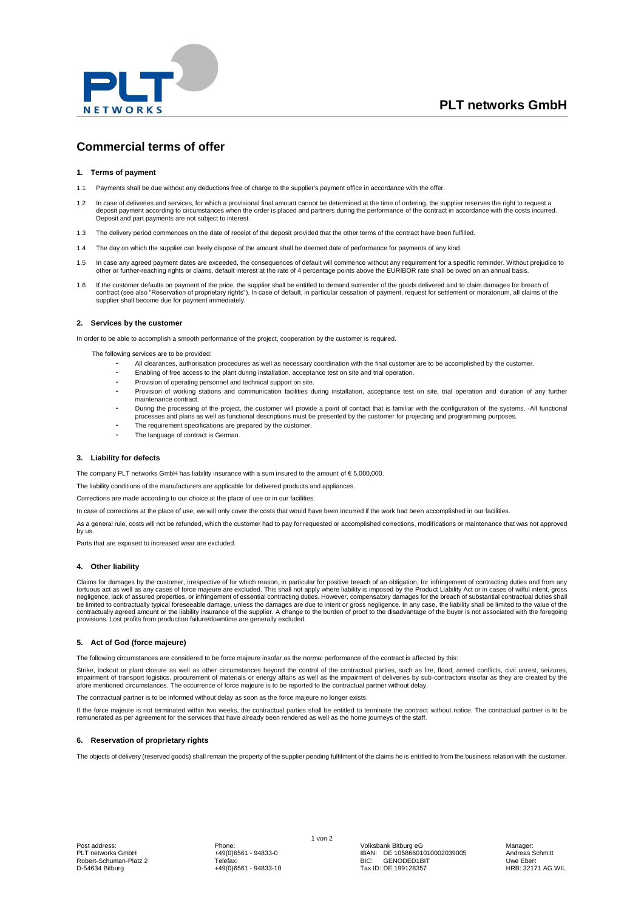PLT networks GmbH

# Commercial terms of offer

## 1. Terms of payment

1.1 Payments shall be due without any deductions free of charge to the supplier's payment office in accordance with the offer.

1.2 In case of deliveries and services, for which a provisional final amount cannot be determined at the time of ordering, the supplier reserves the right to request a deposit payment according to circumstances when the order is placed and partners during the performance of the contract in accordance with the costs incurred. Deposit and part payments are not subject to interest.

1.3 The delivery period commences on the date of receipt of the deposit provided that the other terms of the contract have been fulfilled.

1.4 The day on which the supplier can freely dispose of the amount shall be deemed date of performance for payments of any kind.

1.5 In case any agreed payment dates are exceeded, the consequences of default will commence without any requirement for a specific reminder. Without prejudice to other or further-reaching rights or claims, default interest at the rate of 4 percentage points above the EURIBOR rate shall be owed on an annual basis.

1.6 If the customer defaults on payment of the price, the supplier shall be entitled to demand surrender of the goods delivered and to claim damages for breach of contract (see also "Reservation of proprietary rights"). In case of default, in particular cessation of payment, request for settlement or moratorium, all claims of the supplier shall become due for payment immediately.

## 2. Services by the customer

In order to be able to accomplish a smooth performance of the project, cooperation by the customer is required.

The following services are to be provided:

- All clearances, authorisation procedures as well as necessary coordination with the final customer are to be accomplished by the customer.
- Enabling of free access to the plant during installation, acceptance test on site and trial operation.
- Provision of operating personnel and technical support on site.
- Provision of working stations and communication facilities during installation, acceptance test on site, trial operation and duration of any further maintenance contract.
- During the processing of the project, the customer will provide a point of contact that is familiar with the configuration of the systems. -All functional processes and plans as well as functional descriptions must be presented by the customer for projecting and programming purposes.
- The requirement specifications are prepared by the customer.
- The language of contract is German.

## 3. Liability for defects

The company PLT networks GmbH has liability insurance with a sum insured to the amount of € 5,000,000.

The liability conditions of the manufacturers are applicable for delivered products and appliances.

Corrections are made according to our choice at the place of use or in our facilities.

In case of corrections at the place of use, we will only cover the costs that would have been incurred if the work had been accomplished in our facilities.

As a general rule, costs will not be refunded, which the customer had to pay for requested or accomplished corrections, modifications or maintenance that was not approved by us.

Parts that are exposed to increased wear are excluded.

## 4. Other liability

Claims for damages by the customer, irrespective of for which reason, in particular for positive breach of an obligation, for infringement of contracting duties and from any tortuous act as well as any cases of force majeure are excluded. This shall not apply where liability is imposed by the Product Liability Act or in cases of wilful intent, gross negligence, lack of assured properties, or infringement of essential contracting duties. However, compensatory damages for the breach of substantial contractual duties shall be limited to contractually typical foreseeable damage, unless the damages are due to intent or gross negligence. In any case, the liability shall be limited to the value of the contractually agreed amount or the liability insurance of the supplier. A change to the burden of proof to the disadvantage of the buyer is not associated with the foregoing provisions. Lost profits from production failure/downtime are generally excluded.

## 5. Act of God (force majeure)

The following circumstances are considered to be force majeure insofar as the normal performance of the contract is affected by this:

Strike, lockout or plant closure as well as other circumstances beyond the control of the contractual parties, such as fire, flood, armed conflicts, civil unrest, seizures, impairment of transport logistics, procurement of materials or energy affairs as well as the impairment of deliveries by sub-contractors insofar as they are created by the afore mentioned circumstances. The occurrence of force majeure is to be reported to the contractual partner without delay.

The contractual partner is to be informed without delay as soon as the force majeure no longer exists.

If the force majeure is not terminated within two weeks, the contractual parties shall be entitled to terminate the contract without notice. The contractual partner is to be remunerated as per agreement for the services that have already been rendered as well as the home journeys of the staff.

## 6. Reservation of proprietary rights

The objects of delivery (reserved goods) shall remain the property of the supplier pending fulfilment of the claims he is entitled to from the business relation with the customer.

Post address:
PLT networks GmbH
Robert-Schuman-Platz 2
D-54634 Bitburg

Phone:
+49(0)6561 - 94833-0
Telefax:
+49(0)6561 - 94833-10

Volksbank Bitburg eG
IBAN: DE 10586601010002039005
BIC: GENODED1BIT
Tax ID: DE 199128357

Manager:
Andreas Schmitt
Uwe Ebert
HRB: 32171 AG WIL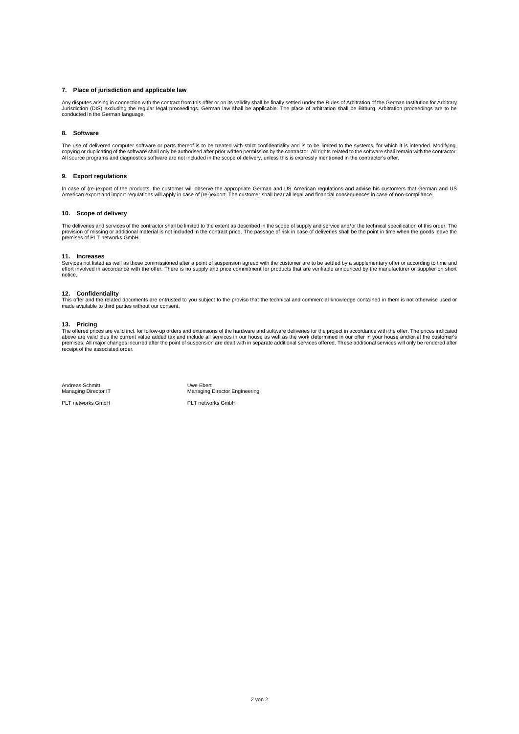### 7. Place of jurisdiction and applicable law

Any disputes arising in connection with the contract from this offer or on its validity shall be finally settled under the Rules of Arbitration of the German Institution for Arbitrary Jurisdiction (DIS) excluding the regular legal proceedings. German law shall be applicable. The place of arbitration shall be Bitburg. Arbitration proceedings are to be conducted in the German language.

### 8. Software

The use of delivered computer software or parts thereof is to be treated with strict confidentiality and is to be limited to the systems, for which it is intended. Modifying, copying or duplicating of the software shall only be authorised after prior written permission by the contractor. All rights related to the software shall remain with the contractor. All source programs and diagnostics software are not included in the scope of delivery, unless this is expressly mentioned in the contractor's offer.

### 9. Export regulations

In case of (re-)export of the products, the customer will observe the appropriate German and US American regulations and advise his customers that German and US American export and import regulations will apply in case of (re-)export. The customer shall bear all legal and financial consequences in case of non-compliance.

### 10. Scope of delivery

The deliveries and services of the contractor shall be limited to the extent as described in the scope of supply and service and/or the technical specification of this order. The provision of missing or additional material is not included in the contract price. The passage of risk in case of deliveries shall be the point in time when the goods leave the premises of PLT networks GmbH.

### 11. Increases

Services not listed as well as those commissioned after a point of suspension agreed with the customer are to be settled by a supplementary offer or according to time and effort involved in accordance with the offer. There is no supply and price commitment for products that are verifiable announced by the manufacturer or supplier on short notice.

### 12. Confidentiality

This offer and the related documents are entrusted to you subject to the proviso that the technical and commercial knowledge contained in them is not otherwise used or made available to third parties without our consent.

### 13. Pricing

The offered prices are valid incl. for follow-up orders and extensions of the hardware and software deliveries for the project in accordance with the offer. The prices indicated above are valid plus the current value added tax and include all services in our house as well as the work determined in our offer in your house and/or at the customer's premises. All major changes incurred after the point of suspension are dealt with in separate additional services offered. These additional services will only be rendered after receipt of the associated order.

Andreas Schmitt
Managing Director IT

PLT networks GmbH

Uwe Ebert
Managing Director Engineering

PLT networks GmbH